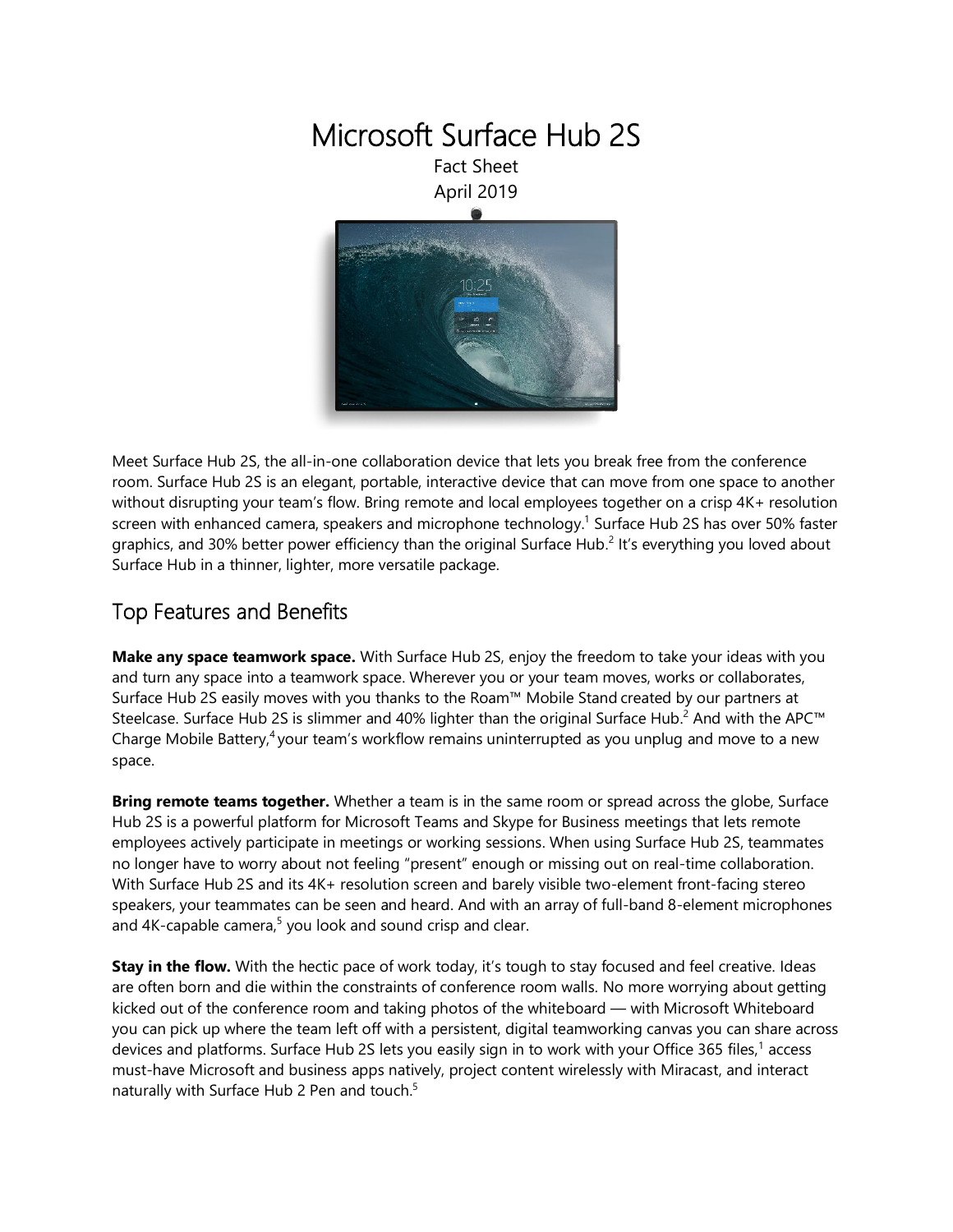# Microsoft Surface Hub 2S

Fact Sheet

April 2019

Meet Surface Hub 2S, the all-in-one collaboration device that lets you break free from the conference room. Surface Hub 2S is an elegant, portable, interactive device that can move from one space to another without disrupting your team's flow. Bring remote and local employees together on a crisp 4K+ resolution screen with enhanced camera, speakers and microphone technology.[1] Surface Hub 2S has over 50% faster graphics, and 30% better power efficiency than the original Surface Hub.[2] It's everything you loved about Surface Hub in a thinner, lighter, more versatile package.

## Top Features and Benefits

**Make any space teamwork space.** With Surface Hub 2S, enjoy the freedom to take your ideas with you and turn any space into a teamwork space. Wherever you or your team moves, works or collaborates, Surface Hub 2S easily moves with you thanks to the Roam™ Mobile Stand created by our partners at Steelcase. Surface Hub 2S is slimmer and 40% lighter than the original Surface Hub.[2] And with the APC™ Charge Mobile Battery,[4] your team's workflow remains uninterrupted as you unplug and move to a new space.

**Bring remote teams together.** Whether a team is in the same room or spread across the globe, Surface Hub 2S is a powerful platform for Microsoft Teams and Skype for Business meetings that lets remote employees actively participate in meetings or working sessions. When using Surface Hub 2S, teammates no longer have to worry about not feeling "present" enough or missing out on real-time collaboration. With Surface Hub 2S and its 4K+ resolution screen and barely visible two-element front-facing stereo speakers, your teammates can be seen and heard. And with an array of full-band 8-element microphones and 4K-capable camera,[5] you look and sound crisp and clear.

**Stay in the flow.** With the hectic pace of work today, it's tough to stay focused and feel creative. Ideas are often born and die within the constraints of conference room walls. No more worrying about getting kicked out of the conference room and taking photos of the whiteboard — with Microsoft Whiteboard you can pick up where the team left off with a persistent, digital teamworking canvas you can share across devices and platforms. Surface Hub 2S lets you easily sign in to work with your Office 365 files,[1] access must-have Microsoft and business apps natively, project content wirelessly with Miracast, and interact naturally with Surface Hub 2 Pen and touch.[5]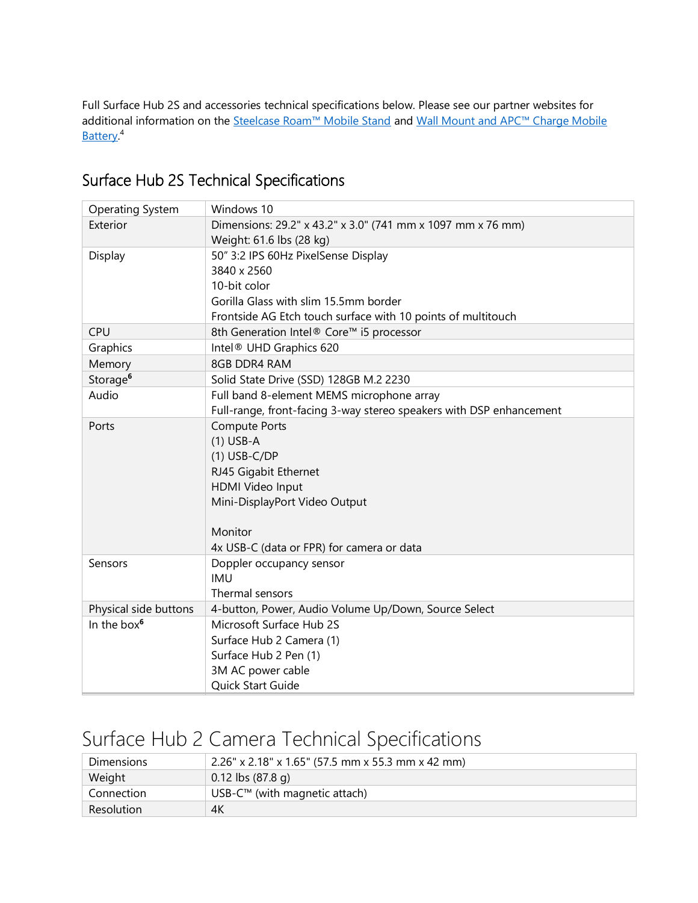Full Surface Hub 2S and accessories technical specifications below. Please see our partner websites for additional information on the Steelcase Roam™ Mobile Stand and Wall Mount and APC™ Charge Mobile Battery.[4]

## Surface Hub 2S Technical Specifications

| | |
|---|---|
| Operating System | Windows 10 |
| Exterior | Dimensions: 29.2" x 43.2" x 3.0" (741 mm x 1097 mm x 76 mm)<br>Weight: 61.6 lbs (28 kg) |
| Display | 50" 3:2 IPS 60Hz PixelSense Display<br>3840 x 2560<br>10-bit color<br>Gorilla Glass with slim 15.5mm border<br>Frontside AG Etch touch surface with 10 points of multitouch |
| CPU | 8th Generation Intel® Core™ i5 processor |
| Graphics | Intel® UHD Graphics 620 |
| Memory | 8GB DDR4 RAM |
| Storage[6] | Solid State Drive (SSD) 128GB M.2 2230 |
| Audio | Full band 8-element MEMS microphone array<br>Full-range, front-facing 3-way stereo speakers with DSP enhancement |
| Ports | Compute Ports<br>(1) USB-A<br>(1) USB-C/DP<br>RJ45 Gigabit Ethernet<br>HDMI Video Input<br>Mini-DisplayPort Video Output<br><br>Monitor<br>4x USB-C (data or FPR) for camera or data |
| Sensors | Doppler occupancy sensor<br>IMU<br>Thermal sensors |
| Physical side buttons | 4-button, Power, Audio Volume Up/Down, Source Select |
| In the box[6] | Microsoft Surface Hub 2S<br>Surface Hub 2 Camera (1)<br>Surface Hub 2 Pen (1)<br>3M AC power cable<br>Quick Start Guide |

# Surface Hub 2 Camera Technical Specifications

| | |
|---|---|
| Dimensions | 2.26" x 2.18" x 1.65" (57.5 mm x 55.3 mm x 42 mm) |
| Weight | 0.12 lbs (87.8 g) |
| Connection | USB-C™ (with magnetic attach) |
| Resolution | 4K |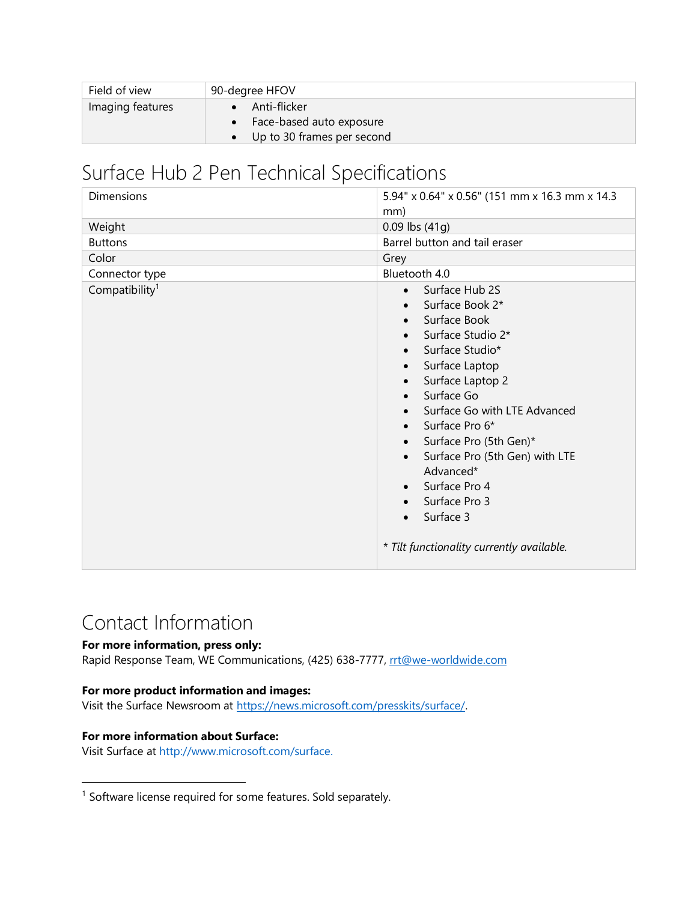| Field of view | 90-degree HFOV |
| --- | --- |
| Imaging features | • Anti-flicker<br>• Face-based auto exposure<br>• Up to 30 frames per second |

## Surface Hub 2 Pen Technical Specifications

| Dimensions | 5.94" x 0.64" x 0.56" (151 mm x 16.3 mm x 14.3 mm) |
| --- | --- |
| Weight | 0.09 lbs (41g) |
| Buttons | Barrel button and tail eraser |
| Color | Grey |
| Connector type | Bluetooth 4.0 |
| Compatibility[1] | • Surface Hub 2S<br>• Surface Book 2*<br>• Surface Book<br>• Surface Studio 2*<br>• Surface Studio*<br>• Surface Laptop<br>• Surface Laptop 2<br>• Surface Go<br>• Surface Go with LTE Advanced<br>• Surface Pro 6*<br>• Surface Pro (5th Gen)*<br>• Surface Pro (5th Gen) with LTE Advanced*<br>• Surface Pro 4<br>• Surface Pro 3<br>• Surface 3<br><br>*\* Tilt functionality currently available.* |

## Contact Information

**For more information, press only:**
Rapid Response Team, WE Communications, (425) 638-7777, rrt@we-worldwide.com

**For more product information and images:**
Visit the Surface Newsroom at https://news.microsoft.com/presskits/surface/.

**For more information about Surface:**
Visit Surface at http://www.microsoft.com/surface.

[1] Software license required for some features. Sold separately.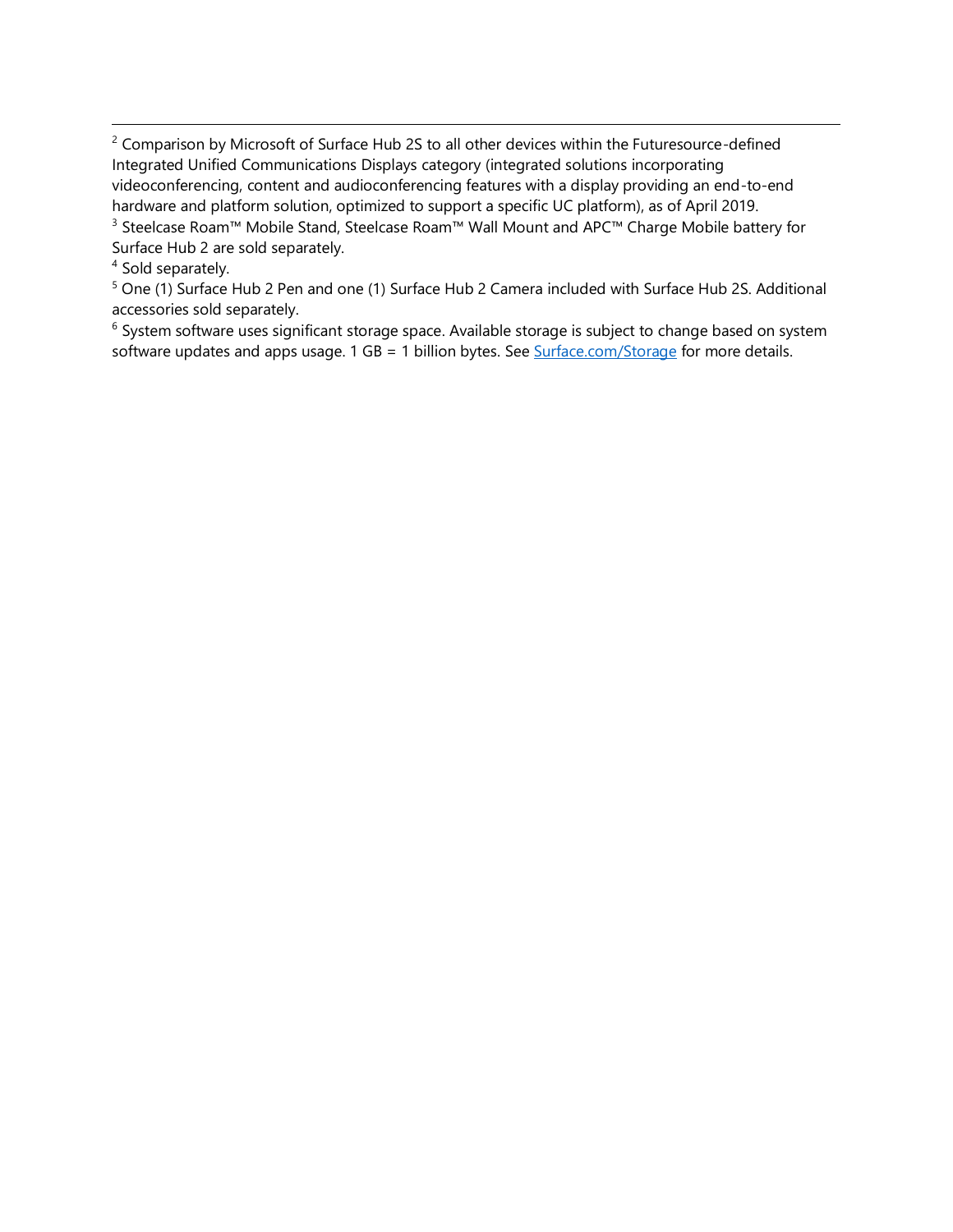---

[2] Comparison by Microsoft of Surface Hub 2S to all other devices within the Futuresource-defined Integrated Unified Communications Displays category (integrated solutions incorporating videoconferencing, content and audioconferencing features with a display providing an end-to-end hardware and platform solution, optimized to support a specific UC platform), as of April 2019.

[3] Steelcase Roam™ Mobile Stand, Steelcase Roam™ Wall Mount and APC™ Charge Mobile battery for Surface Hub 2 are sold separately.

[4] Sold separately.

[5] One (1) Surface Hub 2 Pen and one (1) Surface Hub 2 Camera included with Surface Hub 2S. Additional accessories sold separately.

[6] System software uses significant storage space. Available storage is subject to change based on system software updates and apps usage. 1 GB = 1 billion bytes. See [Surface.com/Storage](Surface.com/Storage) for more details.